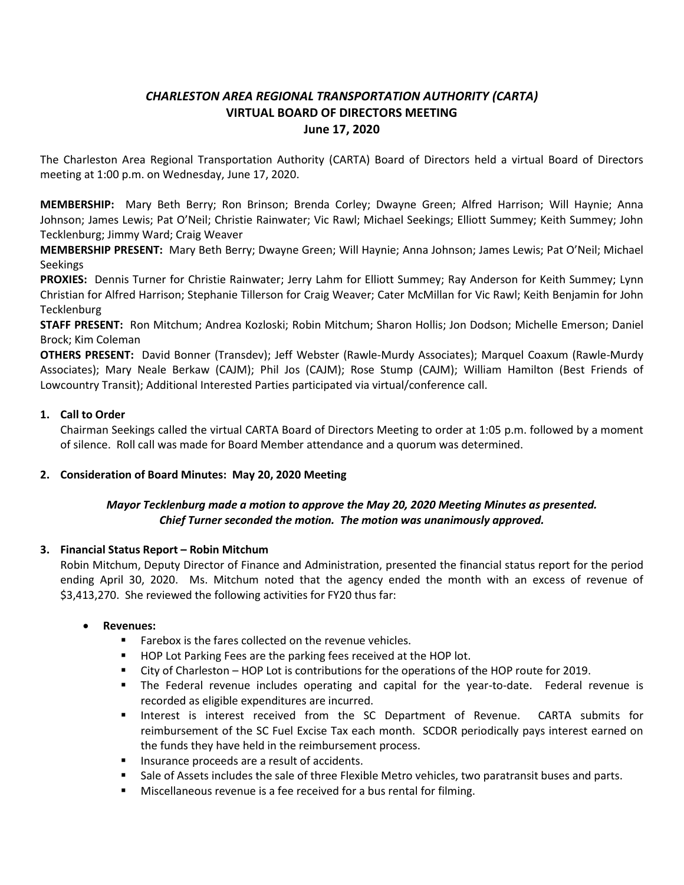# *CHARLESTON AREA REGIONAL TRANSPORTATION AUTHORITY (CARTA)*
## VIRTUAL BOARD OF DIRECTORS MEETING
### June 17, 2020

The Charleston Area Regional Transportation Authority (CARTA) Board of Directors held a virtual Board of Directors meeting at 1:00 p.m. on Wednesday, June 17, 2020.

**MEMBERSHIP:** Mary Beth Berry; Ron Brinson; Brenda Corley; Dwayne Green; Alfred Harrison; Will Haynie; Anna Johnson; James Lewis; Pat O'Neil; Christie Rainwater; Vic Rawl; Michael Seekings; Elliott Summey; Keith Summey; John Tecklenburg; Jimmy Ward; Craig Weaver

**MEMBERSHIP PRESENT:** Mary Beth Berry; Dwayne Green; Will Haynie; Anna Johnson; James Lewis; Pat O'Neil; Michael Seekings

**PROXIES:** Dennis Turner for Christie Rainwater; Jerry Lahm for Elliott Summey; Ray Anderson for Keith Summey; Lynn Christian for Alfred Harrison; Stephanie Tillerson for Craig Weaver; Cater McMillan for Vic Rawl; Keith Benjamin for John Tecklenburg

**STAFF PRESENT:** Ron Mitchum; Andrea Kozloski; Robin Mitchum; Sharon Hollis; Jon Dodson; Michelle Emerson; Daniel Brock; Kim Coleman

**OTHERS PRESENT:** David Bonner (Transdev); Jeff Webster (Rawle-Murdy Associates); Marquel Coaxum (Rawle-Murdy Associates); Mary Neale Berkaw (CAJM); Phil Jos (CAJM); Rose Stump (CAJM); William Hamilton (Best Friends of Lowcountry Transit); Additional Interested Parties participated via virtual/conference call.

**1. Call to Order**

Chairman Seekings called the virtual CARTA Board of Directors Meeting to order at 1:05 p.m. followed by a moment of silence. Roll call was made for Board Member attendance and a quorum was determined.

**2. Consideration of Board Minutes: May 20, 2020 Meeting**

***Mayor Tecklenburg made a motion to approve the May 20, 2020 Meeting Minutes as presented. Chief Turner seconded the motion. The motion was unanimously approved.***

**3. Financial Status Report – Robin Mitchum**

Robin Mitchum, Deputy Director of Finance and Administration, presented the financial status report for the period ending April 30, 2020. Ms. Mitchum noted that the agency ended the month with an excess of revenue of $3,413,270. She reviewed the following activities for FY20 thus far:

- **Revenues:**
  - Farebox is the fares collected on the revenue vehicles.
  - HOP Lot Parking Fees are the parking fees received at the HOP lot.
  - City of Charleston – HOP Lot is contributions for the operations of the HOP route for 2019.
  - The Federal revenue includes operating and capital for the year-to-date. Federal revenue is recorded as eligible expenditures are incurred.
  - Interest is interest received from the SC Department of Revenue. CARTA submits for reimbursement of the SC Fuel Excise Tax each month. SCDOR periodically pays interest earned on the funds they have held in the reimbursement process.
  - Insurance proceeds are a result of accidents.
  - Sale of Assets includes the sale of three Flexible Metro vehicles, two paratransit buses and parts.
  - Miscellaneous revenue is a fee received for a bus rental for filming.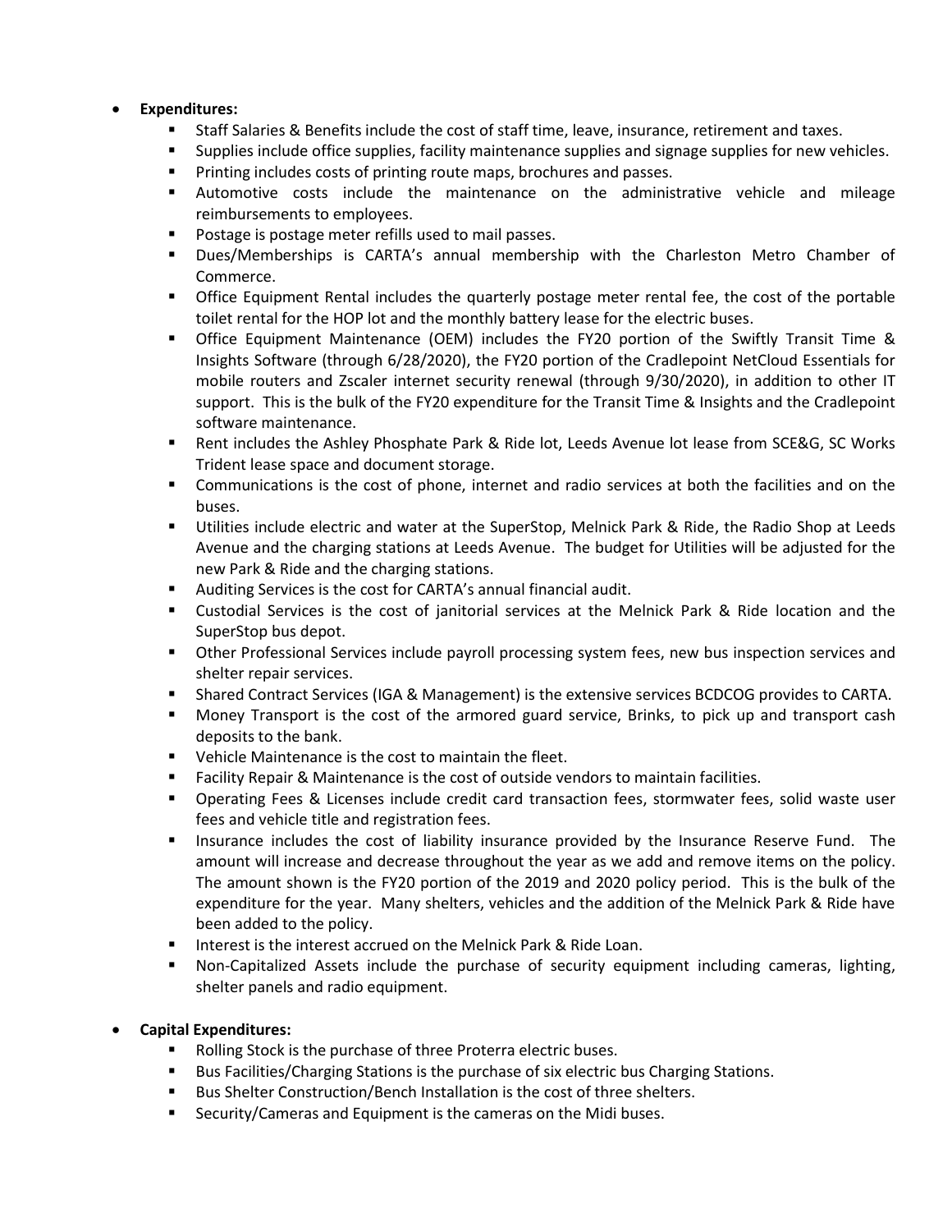- **Expenditures:**
  - Staff Salaries & Benefits include the cost of staff time, leave, insurance, retirement and taxes.
  - Supplies include office supplies, facility maintenance supplies and signage supplies for new vehicles.
  - Printing includes costs of printing route maps, brochures and passes.
  - Automotive costs include the maintenance on the administrative vehicle and mileage reimbursements to employees.
  - Postage is postage meter refills used to mail passes.
  - Dues/Memberships is CARTA's annual membership with the Charleston Metro Chamber of Commerce.
  - Office Equipment Rental includes the quarterly postage meter rental fee, the cost of the portable toilet rental for the HOP lot and the monthly battery lease for the electric buses.
  - Office Equipment Maintenance (OEM) includes the FY20 portion of the Swiftly Transit Time & Insights Software (through 6/28/2020), the FY20 portion of the Cradlepoint NetCloud Essentials for mobile routers and Zscaler internet security renewal (through 9/30/2020), in addition to other IT support. This is the bulk of the FY20 expenditure for the Transit Time & Insights and the Cradlepoint software maintenance.
  - Rent includes the Ashley Phosphate Park & Ride lot, Leeds Avenue lot lease from SCE&G, SC Works Trident lease space and document storage.
  - Communications is the cost of phone, internet and radio services at both the facilities and on the buses.
  - Utilities include electric and water at the SuperStop, Melnick Park & Ride, the Radio Shop at Leeds Avenue and the charging stations at Leeds Avenue. The budget for Utilities will be adjusted for the new Park & Ride and the charging stations.
  - Auditing Services is the cost for CARTA's annual financial audit.
  - Custodial Services is the cost of janitorial services at the Melnick Park & Ride location and the SuperStop bus depot.
  - Other Professional Services include payroll processing system fees, new bus inspection services and shelter repair services.
  - Shared Contract Services (IGA & Management) is the extensive services BCDCOG provides to CARTA.
  - Money Transport is the cost of the armored guard service, Brinks, to pick up and transport cash deposits to the bank.
  - Vehicle Maintenance is the cost to maintain the fleet.
  - Facility Repair & Maintenance is the cost of outside vendors to maintain facilities.
  - Operating Fees & Licenses include credit card transaction fees, stormwater fees, solid waste user fees and vehicle title and registration fees.
  - Insurance includes the cost of liability insurance provided by the Insurance Reserve Fund. The amount will increase and decrease throughout the year as we add and remove items on the policy. The amount shown is the FY20 portion of the 2019 and 2020 policy period. This is the bulk of the expenditure for the year. Many shelters, vehicles and the addition of the Melnick Park & Ride have been added to the policy.
  - Interest is the interest accrued on the Melnick Park & Ride Loan.
  - Non-Capitalized Assets include the purchase of security equipment including cameras, lighting, shelter panels and radio equipment.

- **Capital Expenditures:**
  - Rolling Stock is the purchase of three Proterra electric buses.
  - Bus Facilities/Charging Stations is the purchase of six electric bus Charging Stations.
  - Bus Shelter Construction/Bench Installation is the cost of three shelters.
  - Security/Cameras and Equipment is the cameras on the Midi buses.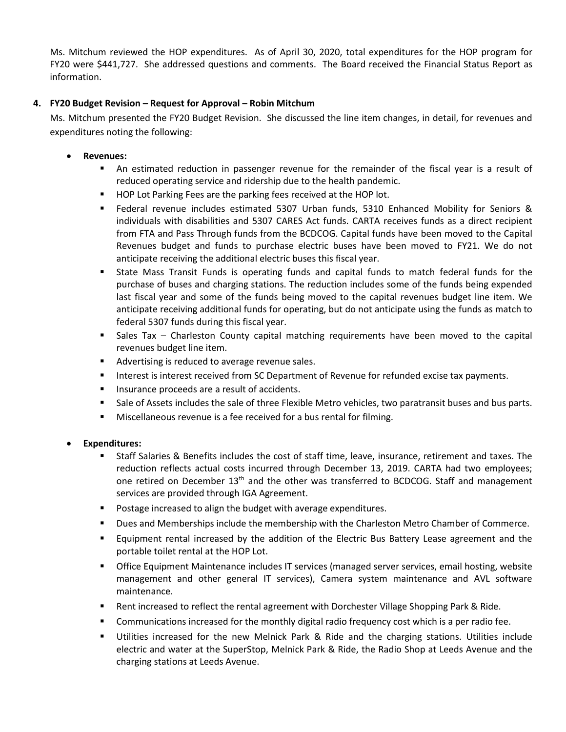Ms. Mitchum reviewed the HOP expenditures. As of April 30, 2020, total expenditures for the HOP program for FY20 were $441,727. She addressed questions and comments. The Board received the Financial Status Report as information.

**4. FY20 Budget Revision – Request for Approval – Robin Mitchum**

Ms. Mitchum presented the FY20 Budget Revision. She discussed the line item changes, in detail, for revenues and expenditures noting the following:

- **Revenues:**
  - An estimated reduction in passenger revenue for the remainder of the fiscal year is a result of reduced operating service and ridership due to the health pandemic.
  - HOP Lot Parking Fees are the parking fees received at the HOP lot.
  - Federal revenue includes estimated 5307 Urban funds, 5310 Enhanced Mobility for Seniors & individuals with disabilities and 5307 CARES Act funds. CARTA receives funds as a direct recipient from FTA and Pass Through funds from the BCDCOG. Capital funds have been moved to the Capital Revenues budget and funds to purchase electric buses have been moved to FY21. We do not anticipate receiving the additional electric buses this fiscal year.
  - State Mass Transit Funds is operating funds and capital funds to match federal funds for the purchase of buses and charging stations. The reduction includes some of the funds being expended last fiscal year and some of the funds being moved to the capital revenues budget line item. We anticipate receiving additional funds for operating, but do not anticipate using the funds as match to federal 5307 funds during this fiscal year.
  - Sales Tax – Charleston County capital matching requirements have been moved to the capital revenues budget line item.
  - Advertising is reduced to average revenue sales.
  - Interest is interest received from SC Department of Revenue for refunded excise tax payments.
  - Insurance proceeds are a result of accidents.
  - Sale of Assets includes the sale of three Flexible Metro vehicles, two paratransit buses and bus parts.
  - Miscellaneous revenue is a fee received for a bus rental for filming.

- **Expenditures:**
  - Staff Salaries & Benefits includes the cost of staff time, leave, insurance, retirement and taxes. The reduction reflects actual costs incurred through December 13, 2019. CARTA had two employees; one retired on December 13th and the other was transferred to BCDCOG. Staff and management services are provided through IGA Agreement.
  - Postage increased to align the budget with average expenditures.
  - Dues and Memberships include the membership with the Charleston Metro Chamber of Commerce.
  - Equipment rental increased by the addition of the Electric Bus Battery Lease agreement and the portable toilet rental at the HOP Lot.
  - Office Equipment Maintenance includes IT services (managed server services, email hosting, website management and other general IT services), Camera system maintenance and AVL software maintenance.
  - Rent increased to reflect the rental agreement with Dorchester Village Shopping Park & Ride.
  - Communications increased for the monthly digital radio frequency cost which is a per radio fee.
  - Utilities increased for the new Melnick Park & Ride and the charging stations. Utilities include electric and water at the SuperStop, Melnick Park & Ride, the Radio Shop at Leeds Avenue and the charging stations at Leeds Avenue.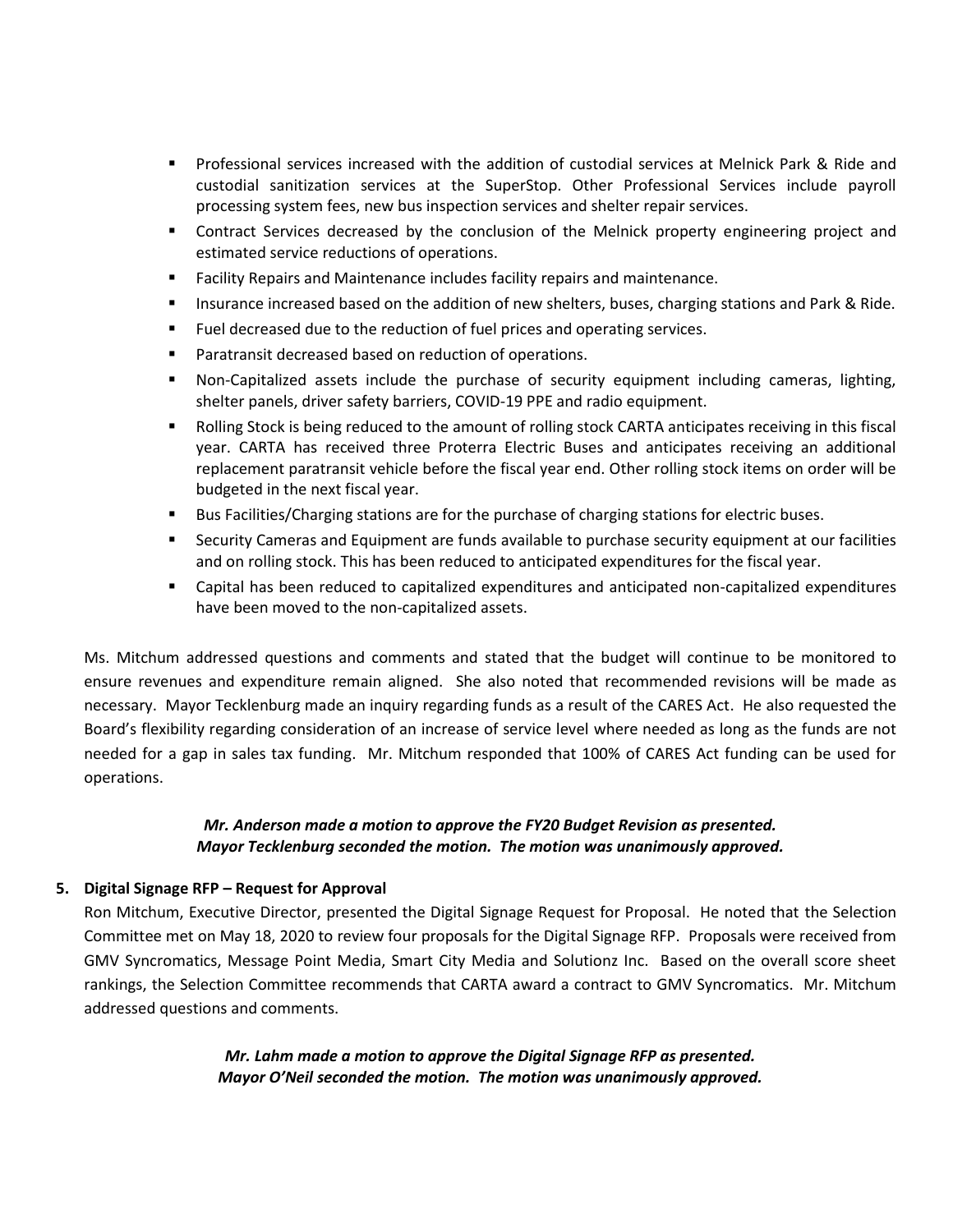- Professional services increased with the addition of custodial services at Melnick Park & Ride and custodial sanitization services at the SuperStop. Other Professional Services include payroll processing system fees, new bus inspection services and shelter repair services.
- Contract Services decreased by the conclusion of the Melnick property engineering project and estimated service reductions of operations.
- Facility Repairs and Maintenance includes facility repairs and maintenance.
- Insurance increased based on the addition of new shelters, buses, charging stations and Park & Ride.
- Fuel decreased due to the reduction of fuel prices and operating services.
- Paratransit decreased based on reduction of operations.
- Non-Capitalized assets include the purchase of security equipment including cameras, lighting, shelter panels, driver safety barriers, COVID-19 PPE and radio equipment.
- Rolling Stock is being reduced to the amount of rolling stock CARTA anticipates receiving in this fiscal year. CARTA has received three Proterra Electric Buses and anticipates receiving an additional replacement paratransit vehicle before the fiscal year end. Other rolling stock items on order will be budgeted in the next fiscal year.
- Bus Facilities/Charging stations are for the purchase of charging stations for electric buses.
- Security Cameras and Equipment are funds available to purchase security equipment at our facilities and on rolling stock. This has been reduced to anticipated expenditures for the fiscal year.
- Capital has been reduced to capitalized expenditures and anticipated non-capitalized expenditures have been moved to the non-capitalized assets.

Ms. Mitchum addressed questions and comments and stated that the budget will continue to be monitored to ensure revenues and expenditure remain aligned. She also noted that recommended revisions will be made as necessary. Mayor Tecklenburg made an inquiry regarding funds as a result of the CARES Act. He also requested the Board's flexibility regarding consideration of an increase of service level where needed as long as the funds are not needed for a gap in sales tax funding. Mr. Mitchum responded that 100% of CARES Act funding can be used for operations.

***Mr. Anderson made a motion to approve the FY20 Budget Revision as presented. Mayor Tecklenburg seconded the motion. The motion was unanimously approved.***

**5. Digital Signage RFP – Request for Approval**

Ron Mitchum, Executive Director, presented the Digital Signage Request for Proposal. He noted that the Selection Committee met on May 18, 2020 to review four proposals for the Digital Signage RFP. Proposals were received from GMV Syncromatics, Message Point Media, Smart City Media and Solutionz Inc. Based on the overall score sheet rankings, the Selection Committee recommends that CARTA award a contract to GMV Syncromatics. Mr. Mitchum addressed questions and comments.

***Mr. Lahm made a motion to approve the Digital Signage RFP as presented. Mayor O'Neil seconded the motion. The motion was unanimously approved.***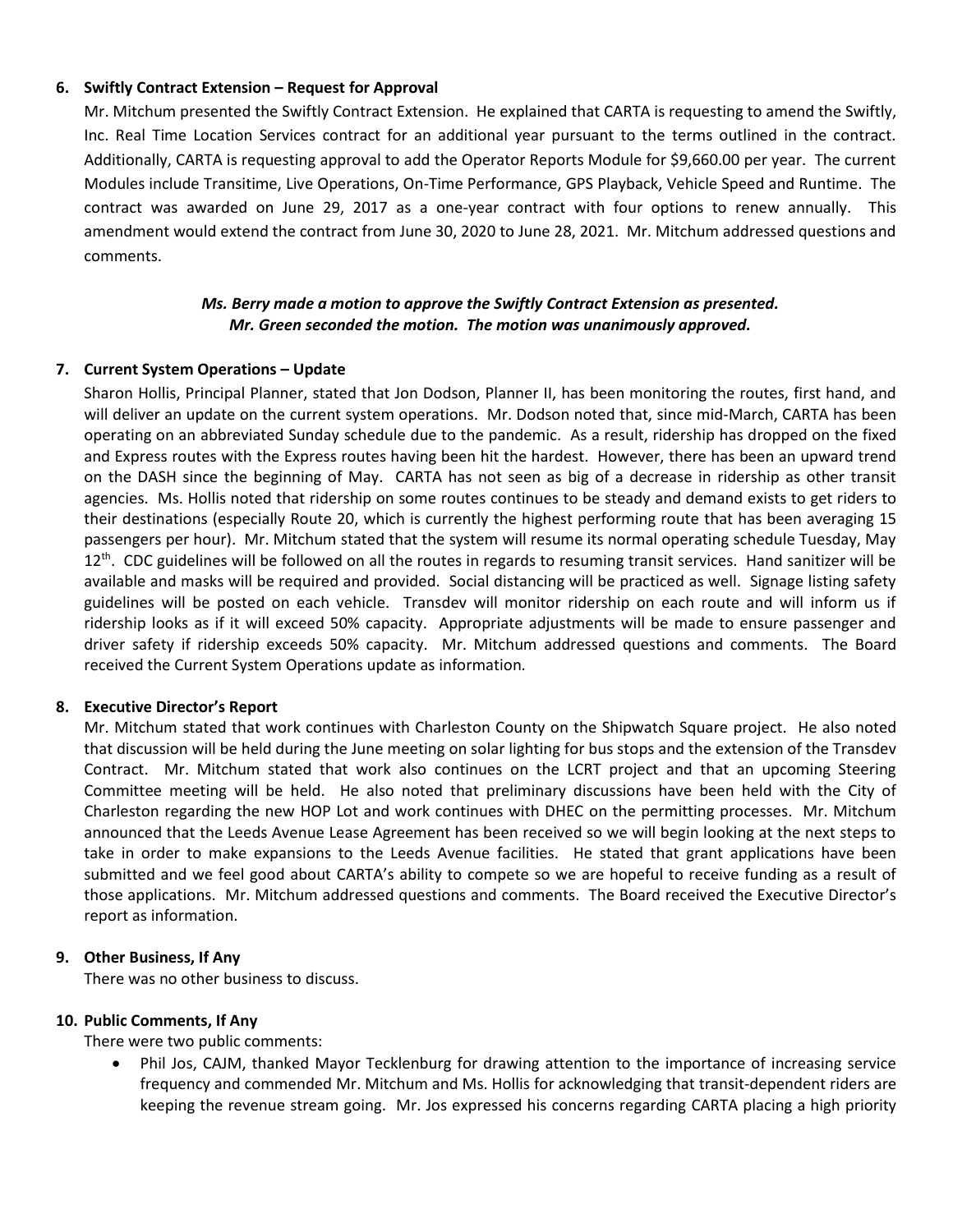**6. Swiftly Contract Extension – Request for Approval**

Mr. Mitchum presented the Swiftly Contract Extension. He explained that CARTA is requesting to amend the Swiftly, Inc. Real Time Location Services contract for an additional year pursuant to the terms outlined in the contract. Additionally, CARTA is requesting approval to add the Operator Reports Module for $9,660.00 per year. The current Modules include Transitime, Live Operations, On-Time Performance, GPS Playback, Vehicle Speed and Runtime. The contract was awarded on June 29, 2017 as a one-year contract with four options to renew annually. This amendment would extend the contract from June 30, 2020 to June 28, 2021. Mr. Mitchum addressed questions and comments.

***Ms. Berry made a motion to approve the Swiftly Contract Extension as presented. Mr. Green seconded the motion. The motion was unanimously approved.***

**7. Current System Operations – Update**

Sharon Hollis, Principal Planner, stated that Jon Dodson, Planner II, has been monitoring the routes, first hand, and will deliver an update on the current system operations. Mr. Dodson noted that, since mid-March, CARTA has been operating on an abbreviated Sunday schedule due to the pandemic. As a result, ridership has dropped on the fixed and Express routes with the Express routes having been hit the hardest. However, there has been an upward trend on the DASH since the beginning of May. CARTA has not seen as big of a decrease in ridership as other transit agencies. Ms. Hollis noted that ridership on some routes continues to be steady and demand exists to get riders to their destinations (especially Route 20, which is currently the highest performing route that has been averaging 15 passengers per hour). Mr. Mitchum stated that the system will resume its normal operating schedule Tuesday, May 12th. CDC guidelines will be followed on all the routes in regards to resuming transit services. Hand sanitizer will be available and masks will be required and provided. Social distancing will be practiced as well. Signage listing safety guidelines will be posted on each vehicle. Transdev will monitor ridership on each route and will inform us if ridership looks as if it will exceed 50% capacity. Appropriate adjustments will be made to ensure passenger and driver safety if ridership exceeds 50% capacity. Mr. Mitchum addressed questions and comments. The Board received the Current System Operations update as information.

**8. Executive Director's Report**

Mr. Mitchum stated that work continues with Charleston County on the Shipwatch Square project. He also noted that discussion will be held during the June meeting on solar lighting for bus stops and the extension of the Transdev Contract. Mr. Mitchum stated that work also continues on the LCRT project and that an upcoming Steering Committee meeting will be held. He also noted that preliminary discussions have been held with the City of Charleston regarding the new HOP Lot and work continues with DHEC on the permitting processes. Mr. Mitchum announced that the Leeds Avenue Lease Agreement has been received so we will begin looking at the next steps to take in order to make expansions to the Leeds Avenue facilities. He stated that grant applications have been submitted and we feel good about CARTA's ability to compete so we are hopeful to receive funding as a result of those applications. Mr. Mitchum addressed questions and comments. The Board received the Executive Director's report as information.

**9. Other Business, If Any**

There was no other business to discuss.

**10. Public Comments, If Any**

There were two public comments:

- Phil Jos, CAJM, thanked Mayor Tecklenburg for drawing attention to the importance of increasing service frequency and commended Mr. Mitchum and Ms. Hollis for acknowledging that transit-dependent riders are keeping the revenue stream going. Mr. Jos expressed his concerns regarding CARTA placing a high priority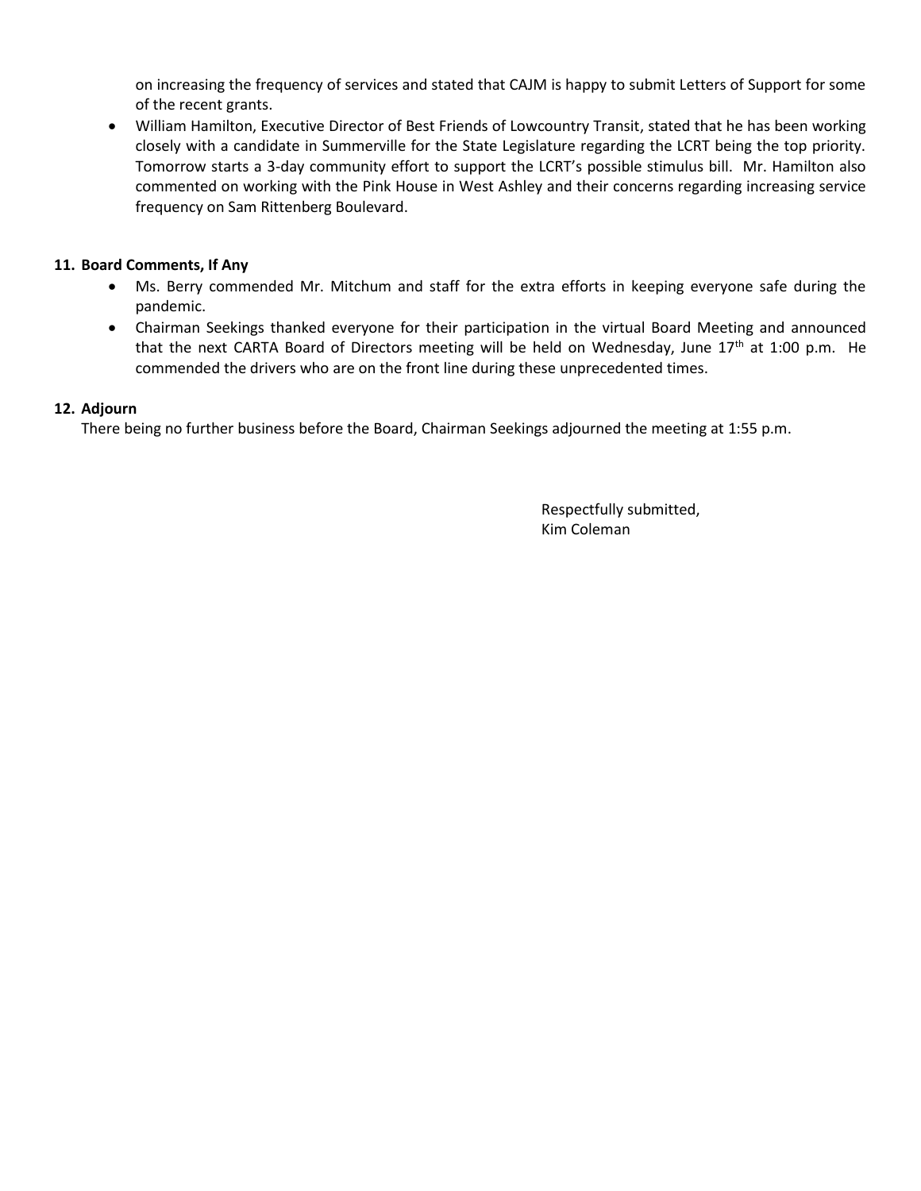on increasing the frequency of services and stated that CAJM is happy to submit Letters of Support for some of the recent grants.

- William Hamilton, Executive Director of Best Friends of Lowcountry Transit, stated that he has been working closely with a candidate in Summerville for the State Legislature regarding the LCRT being the top priority. Tomorrow starts a 3-day community effort to support the LCRT's possible stimulus bill. Mr. Hamilton also commented on working with the Pink House in West Ashley and their concerns regarding increasing service frequency on Sam Rittenberg Boulevard.

**11. Board Comments, If Any**

- Ms. Berry commended Mr. Mitchum and staff for the extra efforts in keeping everyone safe during the pandemic.
- Chairman Seekings thanked everyone for their participation in the virtual Board Meeting and announced that the next CARTA Board of Directors meeting will be held on Wednesday, June 17th at 1:00 p.m. He commended the drivers who are on the front line during these unprecedented times.

**12. Adjourn**

There being no further business before the Board, Chairman Seekings adjourned the meeting at 1:55 p.m.

Respectfully submitted,
Kim Coleman